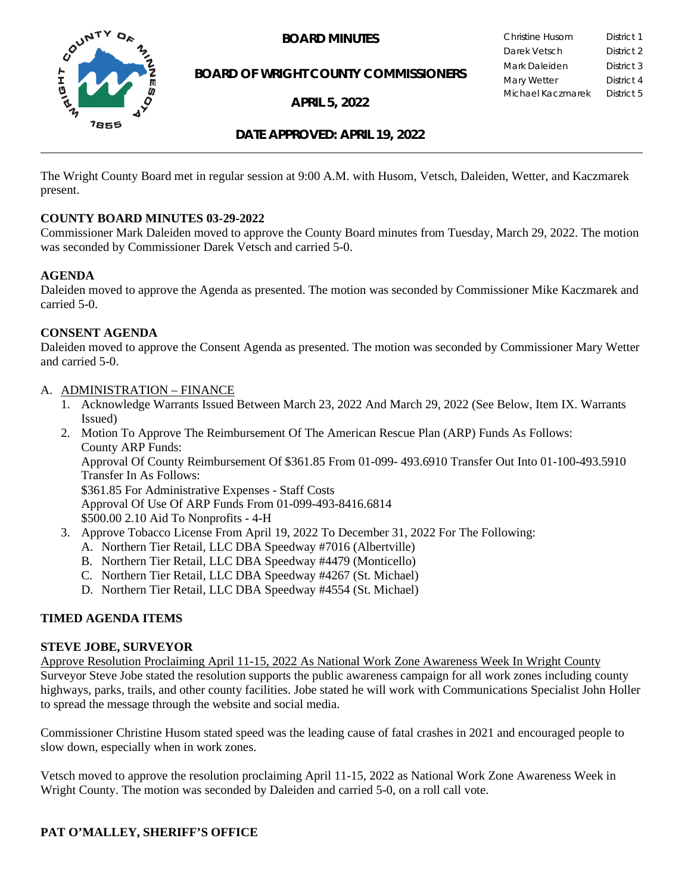# BOARD MINUTES

## BOARD OF WRIGHT COUNTY COMMISSIONERS

## APRIL 5, 2022

| | |
|---|---|
| Christine Husom | District 1 |
| Darek Vetsch | District 2 |
| Mark Daleiden | District 3 |
| Mary Wetter | District 4 |
| Michael Kaczmarek | District 5 |

## DATE APPROVED: APRIL 19, 2022

The Wright County Board met in regular session at 9:00 A.M. with Husom, Vetsch, Daleiden, Wetter, and Kaczmarek present.

**COUNTY BOARD MINUTES 03-29-2022**

Commissioner Mark Daleiden moved to approve the County Board minutes from Tuesday, March 29, 2022. The motion was seconded by Commissioner Darek Vetsch and carried 5-0.

**AGENDA**

Daleiden moved to approve the Agenda as presented. The motion was seconded by Commissioner Mike Kaczmarek and carried 5-0.

**CONSENT AGENDA**

Daleiden moved to approve the Consent Agenda as presented. The motion was seconded by Commissioner Mary Wetter and carried 5-0.

A. ADMINISTRATION – FINANCE
   1. Acknowledge Warrants Issued Between March 23, 2022 And March 29, 2022 (See Below, Item IX. Warrants Issued)
   2. Motion To Approve The Reimbursement Of The American Rescue Plan (ARP) Funds As Follows:
      County ARP Funds:
      Approval Of County Reimbursement Of $361.85 From 01-099- 493.6910 Transfer Out Into 01-100-493.5910 Transfer In As Follows:
      $361.85 For Administrative Expenses - Staff Costs
      Approval Of Use Of ARP Funds From 01-099-493-8416.6814
      $500.00 2.10 Aid To Nonprofits - 4-H
   3. Approve Tobacco License From April 19, 2022 To December 31, 2022 For The Following:
      A. Northern Tier Retail, LLC DBA Speedway #7016 (Albertville)
      B. Northern Tier Retail, LLC DBA Speedway #4479 (Monticello)
      C. Northern Tier Retail, LLC DBA Speedway #4267 (St. Michael)
      D. Northern Tier Retail, LLC DBA Speedway #4554 (St. Michael)

**TIMED AGENDA ITEMS**

**STEVE JOBE, SURVEYOR**

Approve Resolution Proclaiming April 11-15, 2022 As National Work Zone Awareness Week In Wright County

Surveyor Steve Jobe stated the resolution supports the public awareness campaign for all work zones including county highways, parks, trails, and other county facilities. Jobe stated he will work with Communications Specialist John Holler to spread the message through the website and social media.

Commissioner Christine Husom stated speed was the leading cause of fatal crashes in 2021 and encouraged people to slow down, especially when in work zones.

Vetsch moved to approve the resolution proclaiming April 11-15, 2022 as National Work Zone Awareness Week in Wright County. The motion was seconded by Daleiden and carried 5-0, on a roll call vote.

**PAT O'MALLEY, SHERIFF'S OFFICE**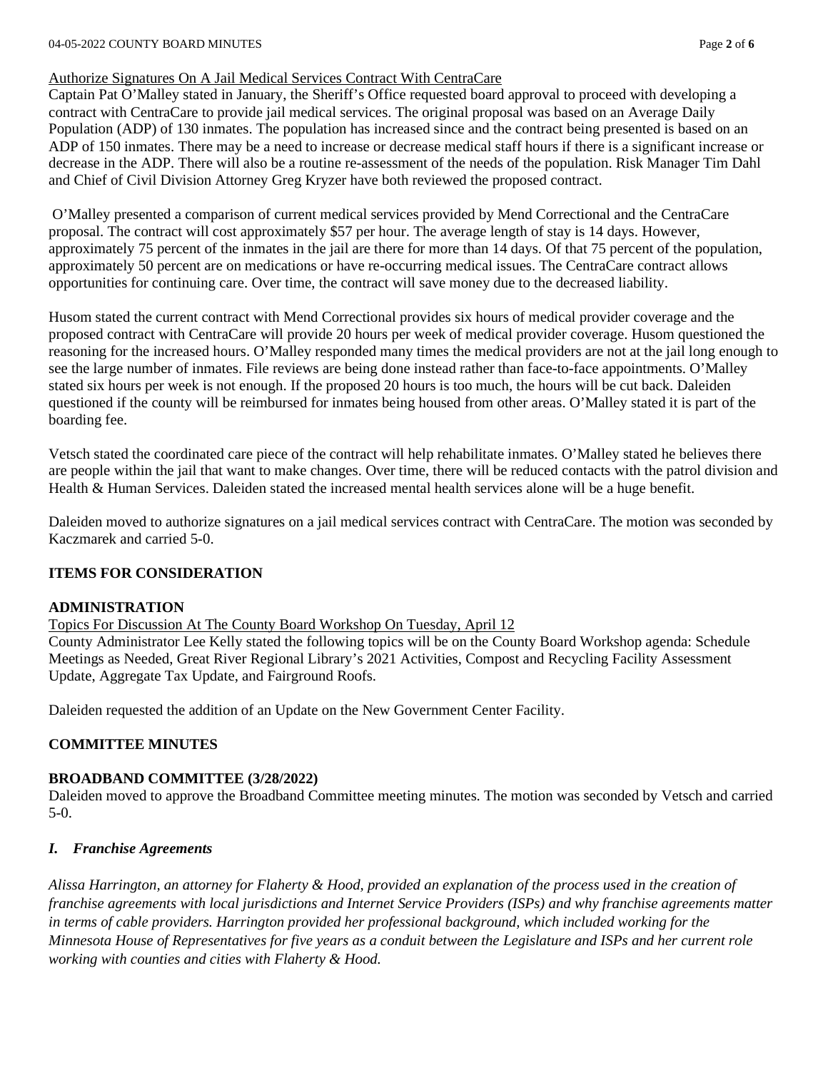Authorize Signatures On A Jail Medical Services Contract With CentraCare

Captain Pat O'Malley stated in January, the Sheriff's Office requested board approval to proceed with developing a contract with CentraCare to provide jail medical services. The original proposal was based on an Average Daily Population (ADP) of 130 inmates. The population has increased since and the contract being presented is based on an ADP of 150 inmates. There may be a need to increase or decrease medical staff hours if there is a significant increase or decrease in the ADP. There will also be a routine re-assessment of the needs of the population. Risk Manager Tim Dahl and Chief of Civil Division Attorney Greg Kryzer have both reviewed the proposed contract.

O'Malley presented a comparison of current medical services provided by Mend Correctional and the CentraCare proposal. The contract will cost approximately $57 per hour. The average length of stay is 14 days. However, approximately 75 percent of the inmates in the jail are there for more than 14 days. Of that 75 percent of the population, approximately 50 percent are on medications or have re-occurring medical issues. The CentraCare contract allows opportunities for continuing care. Over time, the contract will save money due to the decreased liability.

Husom stated the current contract with Mend Correctional provides six hours of medical provider coverage and the proposed contract with CentraCare will provide 20 hours per week of medical provider coverage. Husom questioned the reasoning for the increased hours. O'Malley responded many times the medical providers are not at the jail long enough to see the large number of inmates. File reviews are being done instead rather than face-to-face appointments. O'Malley stated six hours per week is not enough. If the proposed 20 hours is too much, the hours will be cut back. Daleiden questioned if the county will be reimbursed for inmates being housed from other areas. O'Malley stated it is part of the boarding fee.

Vetsch stated the coordinated care piece of the contract will help rehabilitate inmates. O'Malley stated he believes there are people within the jail that want to make changes. Over time, there will be reduced contacts with the patrol division and Health & Human Services. Daleiden stated the increased mental health services alone will be a huge benefit.

Daleiden moved to authorize signatures on a jail medical services contract with CentraCare. The motion was seconded by Kaczmarek and carried 5-0.

**ITEMS FOR CONSIDERATION**

**ADMINISTRATION**

Topics For Discussion At The County Board Workshop On Tuesday, April 12

County Administrator Lee Kelly stated the following topics will be on the County Board Workshop agenda: Schedule Meetings as Needed, Great River Regional Library's 2021 Activities, Compost and Recycling Facility Assessment Update, Aggregate Tax Update, and Fairground Roofs.

Daleiden requested the addition of an Update on the New Government Center Facility.

**COMMITTEE MINUTES**

**BROADBAND COMMITTEE (3/28/2022)**

Daleiden moved to approve the Broadband Committee meeting minutes. The motion was seconded by Vetsch and carried 5-0.

***I. Franchise Agreements***

*Alissa Harrington, an attorney for Flaherty & Hood, provided an explanation of the process used in the creation of franchise agreements with local jurisdictions and Internet Service Providers (ISPs) and why franchise agreements matter in terms of cable providers. Harrington provided her professional background, which included working for the Minnesota House of Representatives for five years as a conduit between the Legislature and ISPs and her current role working with counties and cities with Flaherty & Hood.*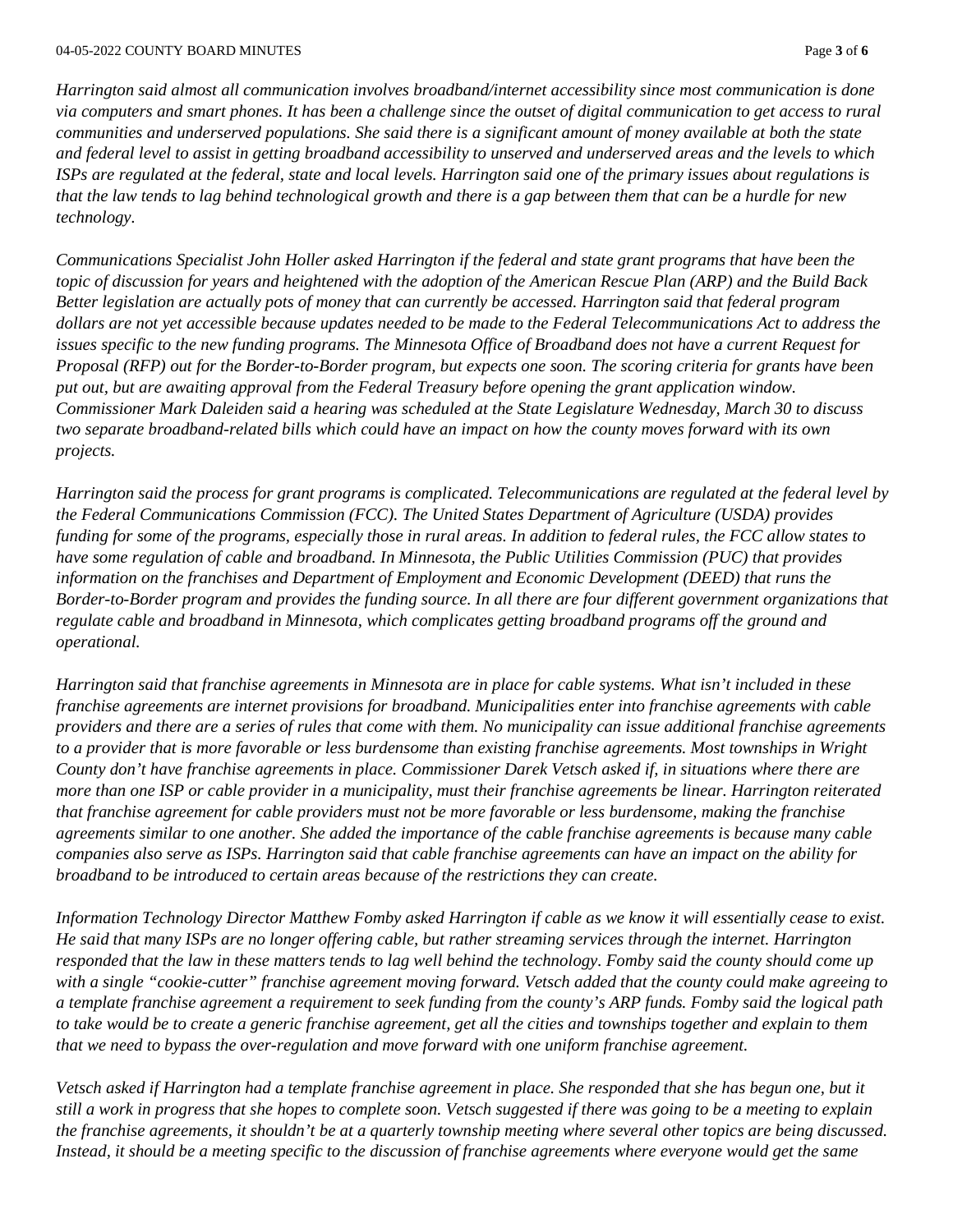*Harrington said almost all communication involves broadband/internet accessibility since most communication is done via computers and smart phones. It has been a challenge since the outset of digital communication to get access to rural communities and underserved populations. She said there is a significant amount of money available at both the state and federal level to assist in getting broadband accessibility to unserved and underserved areas and the levels to which ISPs are regulated at the federal, state and local levels. Harrington said one of the primary issues about regulations is that the law tends to lag behind technological growth and there is a gap between them that can be a hurdle for new technology.*

*Communications Specialist John Holler asked Harrington if the federal and state grant programs that have been the topic of discussion for years and heightened with the adoption of the American Rescue Plan (ARP) and the Build Back Better legislation are actually pots of money that can currently be accessed. Harrington said that federal program dollars are not yet accessible because updates needed to be made to the Federal Telecommunications Act to address the issues specific to the new funding programs. The Minnesota Office of Broadband does not have a current Request for Proposal (RFP) out for the Border-to-Border program, but expects one soon. The scoring criteria for grants have been put out, but are awaiting approval from the Federal Treasury before opening the grant application window. Commissioner Mark Daleiden said a hearing was scheduled at the State Legislature Wednesday, March 30 to discuss two separate broadband-related bills which could have an impact on how the county moves forward with its own projects.*

*Harrington said the process for grant programs is complicated. Telecommunications are regulated at the federal level by the Federal Communications Commission (FCC). The United States Department of Agriculture (USDA) provides funding for some of the programs, especially those in rural areas. In addition to federal rules, the FCC allow states to have some regulation of cable and broadband. In Minnesota, the Public Utilities Commission (PUC) that provides information on the franchises and Department of Employment and Economic Development (DEED) that runs the Border-to-Border program and provides the funding source. In all there are four different government organizations that regulate cable and broadband in Minnesota, which complicates getting broadband programs off the ground and operational.*

*Harrington said that franchise agreements in Minnesota are in place for cable systems. What isn't included in these franchise agreements are internet provisions for broadband. Municipalities enter into franchise agreements with cable providers and there are a series of rules that come with them. No municipality can issue additional franchise agreements to a provider that is more favorable or less burdensome than existing franchise agreements. Most townships in Wright County don't have franchise agreements in place. Commissioner Darek Vetsch asked if, in situations where there are more than one ISP or cable provider in a municipality, must their franchise agreements be linear. Harrington reiterated that franchise agreement for cable providers must not be more favorable or less burdensome, making the franchise agreements similar to one another. She added the importance of the cable franchise agreements is because many cable companies also serve as ISPs. Harrington said that cable franchise agreements can have an impact on the ability for broadband to be introduced to certain areas because of the restrictions they can create.*

*Information Technology Director Matthew Fomby asked Harrington if cable as we know it will essentially cease to exist. He said that many ISPs are no longer offering cable, but rather streaming services through the internet. Harrington responded that the law in these matters tends to lag well behind the technology. Fomby said the county should come up with a single "cookie-cutter" franchise agreement moving forward. Vetsch added that the county could make agreeing to a template franchise agreement a requirement to seek funding from the county's ARP funds. Fomby said the logical path to take would be to create a generic franchise agreement, get all the cities and townships together and explain to them that we need to bypass the over-regulation and move forward with one uniform franchise agreement.*

*Vetsch asked if Harrington had a template franchise agreement in place. She responded that she has begun one, but it still a work in progress that she hopes to complete soon. Vetsch suggested if there was going to be a meeting to explain the franchise agreements, it shouldn't be at a quarterly township meeting where several other topics are being discussed. Instead, it should be a meeting specific to the discussion of franchise agreements where everyone would get the same*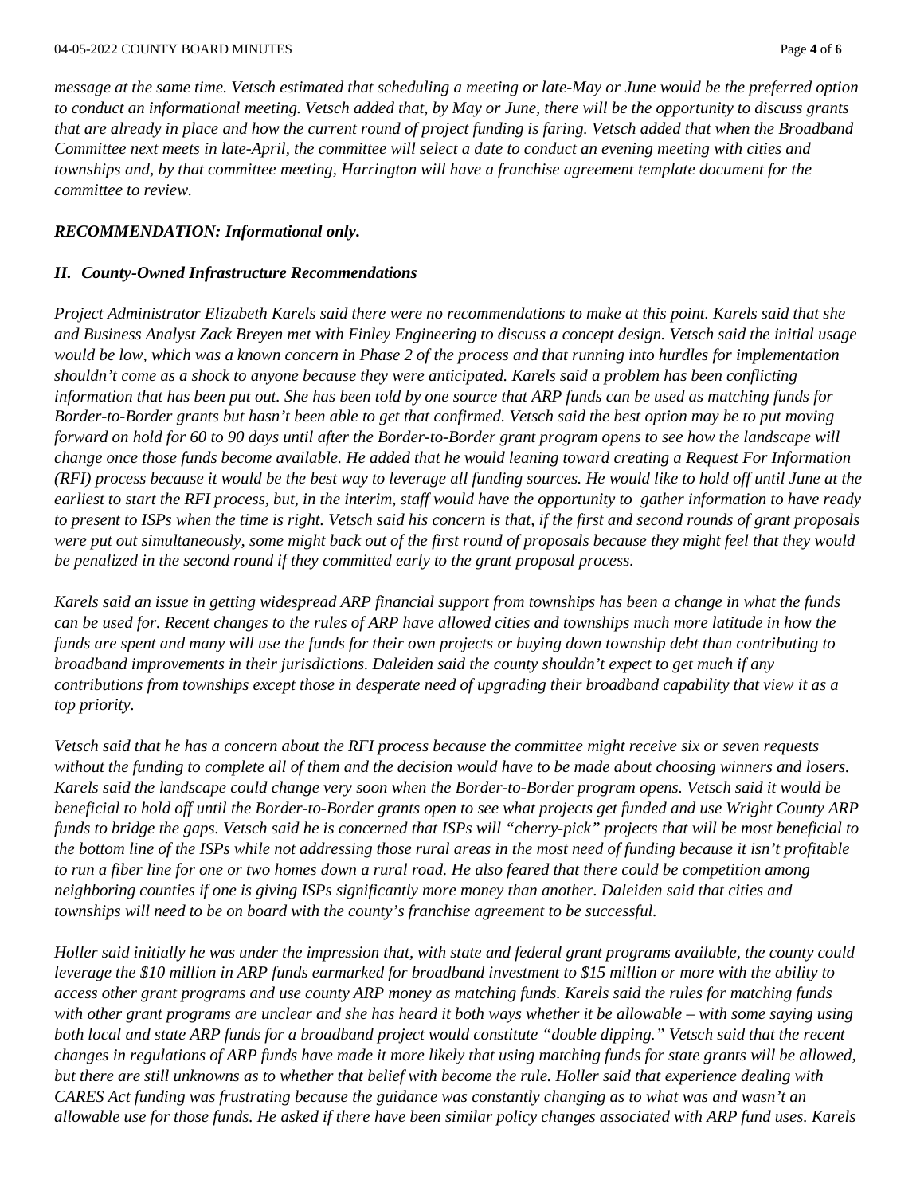*message at the same time. Vetsch estimated that scheduling a meeting or late-May or June would be the preferred option to conduct an informational meeting. Vetsch added that, by May or June, there will be the opportunity to discuss grants that are already in place and how the current round of project funding is faring. Vetsch added that when the Broadband Committee next meets in late-April, the committee will select a date to conduct an evening meeting with cities and townships and, by that committee meeting, Harrington will have a franchise agreement template document for the committee to review.*

***RECOMMENDATION: Informational only.***

***II. County-Owned Infrastructure Recommendations***

*Project Administrator Elizabeth Karels said there were no recommendations to make at this point. Karels said that she and Business Analyst Zack Breyen met with Finley Engineering to discuss a concept design. Vetsch said the initial usage would be low, which was a known concern in Phase 2 of the process and that running into hurdles for implementation shouldn't come as a shock to anyone because they were anticipated. Karels said a problem has been conflicting information that has been put out. She has been told by one source that ARP funds can be used as matching funds for Border-to-Border grants but hasn't been able to get that confirmed. Vetsch said the best option may be to put moving forward on hold for 60 to 90 days until after the Border-to-Border grant program opens to see how the landscape will change once those funds become available. He added that he would leaning toward creating a Request For Information (RFI) process because it would be the best way to leverage all funding sources. He would like to hold off until June at the earliest to start the RFI process, but, in the interim, staff would have the opportunity to gather information to have ready to present to ISPs when the time is right. Vetsch said his concern is that, if the first and second rounds of grant proposals were put out simultaneously, some might back out of the first round of proposals because they might feel that they would be penalized in the second round if they committed early to the grant proposal process.*

*Karels said an issue in getting widespread ARP financial support from townships has been a change in what the funds can be used for. Recent changes to the rules of ARP have allowed cities and townships much more latitude in how the funds are spent and many will use the funds for their own projects or buying down township debt than contributing to broadband improvements in their jurisdictions. Daleiden said the county shouldn't expect to get much if any contributions from townships except those in desperate need of upgrading their broadband capability that view it as a top priority.*

*Vetsch said that he has a concern about the RFI process because the committee might receive six or seven requests without the funding to complete all of them and the decision would have to be made about choosing winners and losers. Karels said the landscape could change very soon when the Border-to-Border program opens. Vetsch said it would be beneficial to hold off until the Border-to-Border grants open to see what projects get funded and use Wright County ARP funds to bridge the gaps. Vetsch said he is concerned that ISPs will "cherry-pick" projects that will be most beneficial to the bottom line of the ISPs while not addressing those rural areas in the most need of funding because it isn't profitable to run a fiber line for one or two homes down a rural road. He also feared that there could be competition among neighboring counties if one is giving ISPs significantly more money than another. Daleiden said that cities and townships will need to be on board with the county's franchise agreement to be successful.*

*Holler said initially he was under the impression that, with state and federal grant programs available, the county could leverage the $10 million in ARP funds earmarked for broadband investment to $15 million or more with the ability to access other grant programs and use county ARP money as matching funds. Karels said the rules for matching funds with other grant programs are unclear and she has heard it both ways whether it be allowable – with some saying using both local and state ARP funds for a broadband project would constitute "double dipping." Vetsch said that the recent changes in regulations of ARP funds have made it more likely that using matching funds for state grants will be allowed, but there are still unknowns as to whether that belief with become the rule. Holler said that experience dealing with CARES Act funding was frustrating because the guidance was constantly changing as to what was and wasn't an allowable use for those funds. He asked if there have been similar policy changes associated with ARP fund uses. Karels*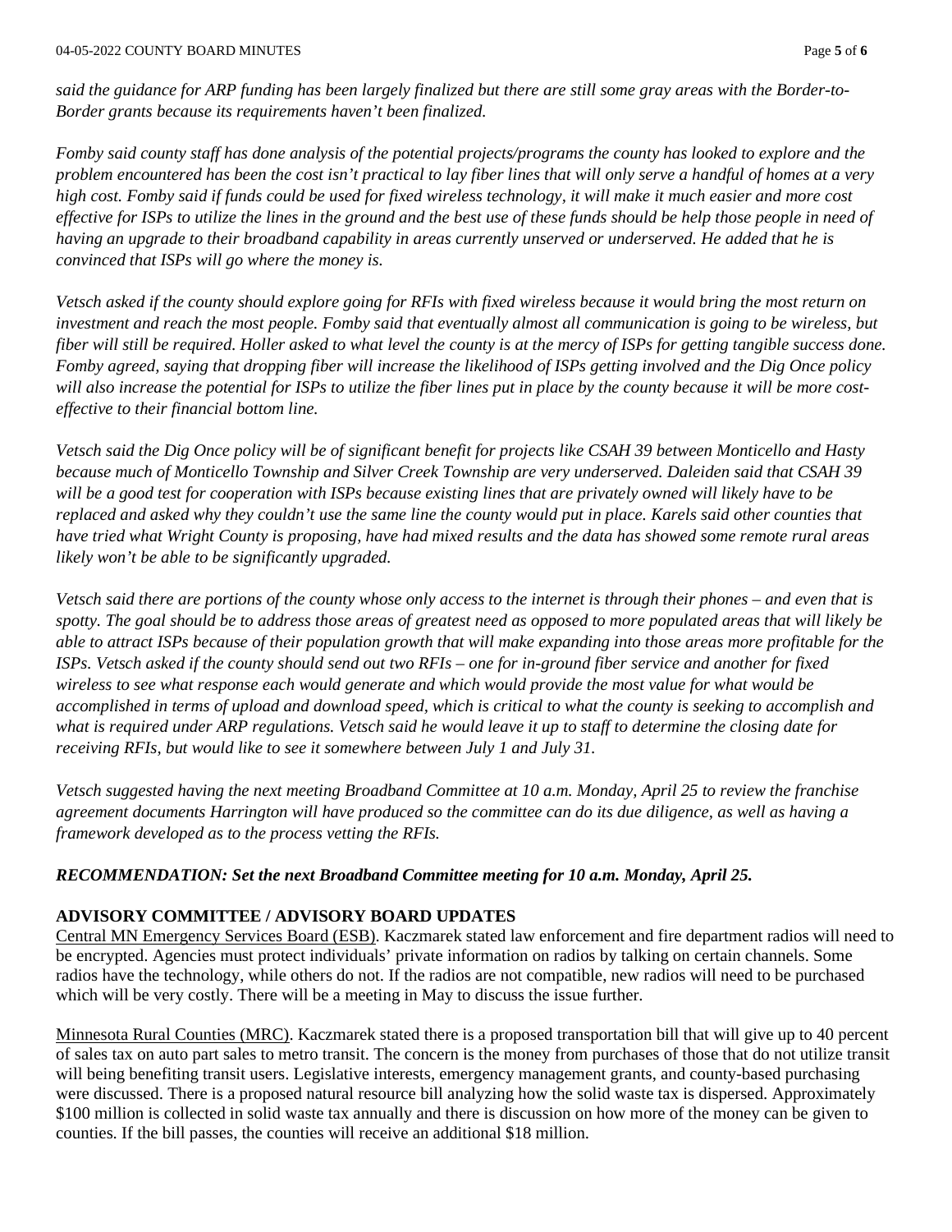*said the guidance for ARP funding has been largely finalized but there are still some gray areas with the Border-to-Border grants because its requirements haven't been finalized.*

*Fomby said county staff has done analysis of the potential projects/programs the county has looked to explore and the problem encountered has been the cost isn't practical to lay fiber lines that will only serve a handful of homes at a very high cost. Fomby said if funds could be used for fixed wireless technology, it will make it much easier and more cost effective for ISPs to utilize the lines in the ground and the best use of these funds should be help those people in need of having an upgrade to their broadband capability in areas currently unserved or underserved. He added that he is convinced that ISPs will go where the money is.*

*Vetsch asked if the county should explore going for RFIs with fixed wireless because it would bring the most return on investment and reach the most people. Fomby said that eventually almost all communication is going to be wireless, but fiber will still be required. Holler asked to what level the county is at the mercy of ISPs for getting tangible success done. Fomby agreed, saying that dropping fiber will increase the likelihood of ISPs getting involved and the Dig Once policy will also increase the potential for ISPs to utilize the fiber lines put in place by the county because it will be more cost-effective to their financial bottom line.*

*Vetsch said the Dig Once policy will be of significant benefit for projects like CSAH 39 between Monticello and Hasty because much of Monticello Township and Silver Creek Township are very underserved. Daleiden said that CSAH 39 will be a good test for cooperation with ISPs because existing lines that are privately owned will likely have to be replaced and asked why they couldn't use the same line the county would put in place. Karels said other counties that have tried what Wright County is proposing, have had mixed results and the data has showed some remote rural areas likely won't be able to be significantly upgraded.*

*Vetsch said there are portions of the county whose only access to the internet is through their phones – and even that is spotty. The goal should be to address those areas of greatest need as opposed to more populated areas that will likely be able to attract ISPs because of their population growth that will make expanding into those areas more profitable for the ISPs. Vetsch asked if the county should send out two RFIs – one for in-ground fiber service and another for fixed wireless to see what response each would generate and which would provide the most value for what would be accomplished in terms of upload and download speed, which is critical to what the county is seeking to accomplish and what is required under ARP regulations. Vetsch said he would leave it up to staff to determine the closing date for receiving RFIs, but would like to see it somewhere between July 1 and July 31.*

*Vetsch suggested having the next meeting Broadband Committee at 10 a.m. Monday, April 25 to review the franchise agreement documents Harrington will have produced so the committee can do its due diligence, as well as having a framework developed as to the process vetting the RFIs.*

***RECOMMENDATION: Set the next Broadband Committee meeting for 10 a.m. Monday, April 25.***

**ADVISORY COMMITTEE / ADVISORY BOARD UPDATES**

Central MN Emergency Services Board (ESB). Kaczmarek stated law enforcement and fire department radios will need to be encrypted. Agencies must protect individuals' private information on radios by talking on certain channels. Some radios have the technology, while others do not. If the radios are not compatible, new radios will need to be purchased which will be very costly. There will be a meeting in May to discuss the issue further.

Minnesota Rural Counties (MRC). Kaczmarek stated there is a proposed transportation bill that will give up to 40 percent of sales tax on auto part sales to metro transit. The concern is the money from purchases of those that do not utilize transit will being benefiting transit users. Legislative interests, emergency management grants, and county-based purchasing were discussed. There is a proposed natural resource bill analyzing how the solid waste tax is dispersed. Approximately $100 million is collected in solid waste tax annually and there is discussion on how more of the money can be given to counties. If the bill passes, the counties will receive an additional $18 million.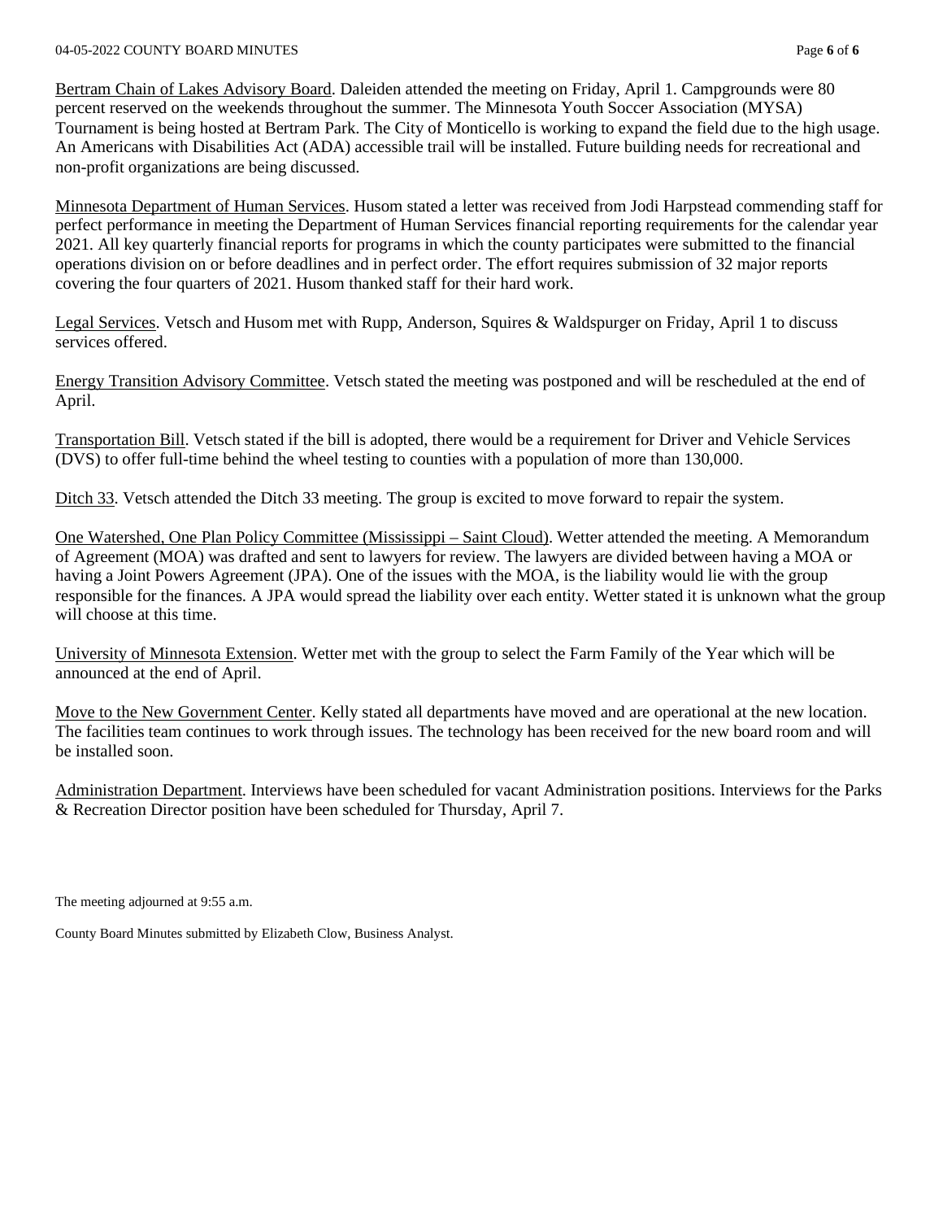<u>Bertram Chain of Lakes Advisory Board</u>. Daleiden attended the meeting on Friday, April 1. Campgrounds were 80 percent reserved on the weekends throughout the summer. The Minnesota Youth Soccer Association (MYSA) Tournament is being hosted at Bertram Park. The City of Monticello is working to expand the field due to the high usage. An Americans with Disabilities Act (ADA) accessible trail will be installed. Future building needs for recreational and non-profit organizations are being discussed.

<u>Minnesota Department of Human Services</u>. Husom stated a letter was received from Jodi Harpstead commending staff for perfect performance in meeting the Department of Human Services financial reporting requirements for the calendar year 2021. All key quarterly financial reports for programs in which the county participates were submitted to the financial operations division on or before deadlines and in perfect order. The effort requires submission of 32 major reports covering the four quarters of 2021. Husom thanked staff for their hard work.

<u>Legal Services</u>. Vetsch and Husom met with Rupp, Anderson, Squires & Waldspurger on Friday, April 1 to discuss services offered.

<u>Energy Transition Advisory Committee</u>. Vetsch stated the meeting was postponed and will be rescheduled at the end of April.

<u>Transportation Bill</u>. Vetsch stated if the bill is adopted, there would be a requirement for Driver and Vehicle Services (DVS) to offer full-time behind the wheel testing to counties with a population of more than 130,000.

<u>Ditch 33</u>. Vetsch attended the Ditch 33 meeting. The group is excited to move forward to repair the system.

<u>One Watershed, One Plan Policy Committee (Mississippi – Saint Cloud)</u>. Wetter attended the meeting. A Memorandum of Agreement (MOA) was drafted and sent to lawyers for review. The lawyers are divided between having a MOA or having a Joint Powers Agreement (JPA). One of the issues with the MOA, is the liability would lie with the group responsible for the finances. A JPA would spread the liability over each entity. Wetter stated it is unknown what the group will choose at this time.

<u>University of Minnesota Extension</u>. Wetter met with the group to select the Farm Family of the Year which will be announced at the end of April.

<u>Move to the New Government Center</u>. Kelly stated all departments have moved and are operational at the new location. The facilities team continues to work through issues. The technology has been received for the new board room and will be installed soon.

<u>Administration Department</u>. Interviews have been scheduled for vacant Administration positions. Interviews for the Parks & Recreation Director position have been scheduled for Thursday, April 7.

The meeting adjourned at 9:55 a.m.

County Board Minutes submitted by Elizabeth Clow, Business Analyst.